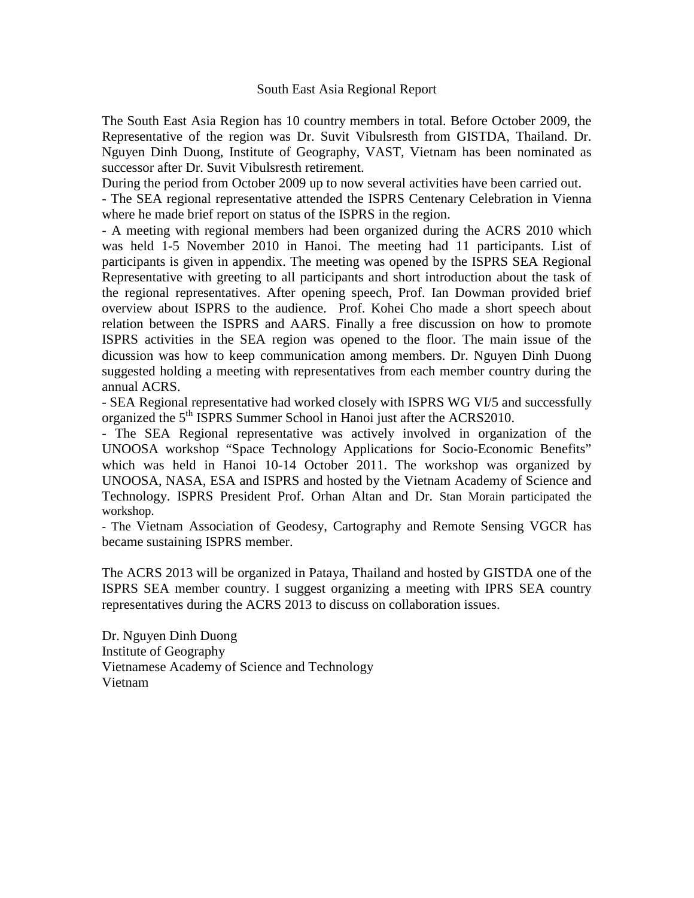# South East Asia Regional Report

The South East Asia Region has 10 country members in total. Before October 2009, the Representative of the region was Dr. Suvit Vibulsresth from GISTDA, Thailand. Dr. Nguyen Dinh Duong, Institute of Geography, VAST, Vietnam has been nominated as successor after Dr. Suvit Vibulsresth retirement.

During the period from October 2009 up to now several activities have been carried out.

- The SEA regional representative attended the ISPRS Centenary Celebration in Vienna where he made brief report on status of the ISPRS in the region.
- A meeting with regional members had been organized during the ACRS 2010 which was held 1-5 November 2010 in Hanoi. The meeting had 11 participants. List of participants is given in appendix. The meeting was opened by the ISPRS SEA Regional Representative with greeting to all participants and short introduction about the task of the regional representatives. After opening speech, Prof. Ian Dowman provided brief overview about ISPRS to the audience. Prof. Kohei Cho made a short speech about relation between the ISPRS and AARS. Finally a free discussion on how to promote ISPRS activities in the SEA region was opened to the floor. The main issue of the dicussion was how to keep communication among members. Dr. Nguyen Dinh Duong suggested holding a meeting with representatives from each member country during the annual ACRS.
- SEA Regional representative had worked closely with ISPRS WG VI/5 and successfully organized the 5th ISPRS Summer School in Hanoi just after the ACRS2010.
- The SEA Regional representative was actively involved in organization of the UNOOSA workshop "Space Technology Applications for Socio-Economic Benefits" which was held in Hanoi 10-14 October 2011. The workshop was organized by UNOOSA, NASA, ESA and ISPRS and hosted by the Vietnam Academy of Science and Technology. ISPRS President Prof. Orhan Altan and Dr. Stan Morain participated the workshop.
- The Vietnam Association of Geodesy, Cartography and Remote Sensing VGCR has became sustaining ISPRS member.

The ACRS 2013 will be organized in Pataya, Thailand and hosted by GISTDA one of the ISPRS SEA member country. I suggest organizing a meeting with IPRS SEA country representatives during the ACRS 2013 to discuss on collaboration issues.

Dr. Nguyen Dinh Duong
Institute of Geography
Vietnamese Academy of Science and Technology
Vietnam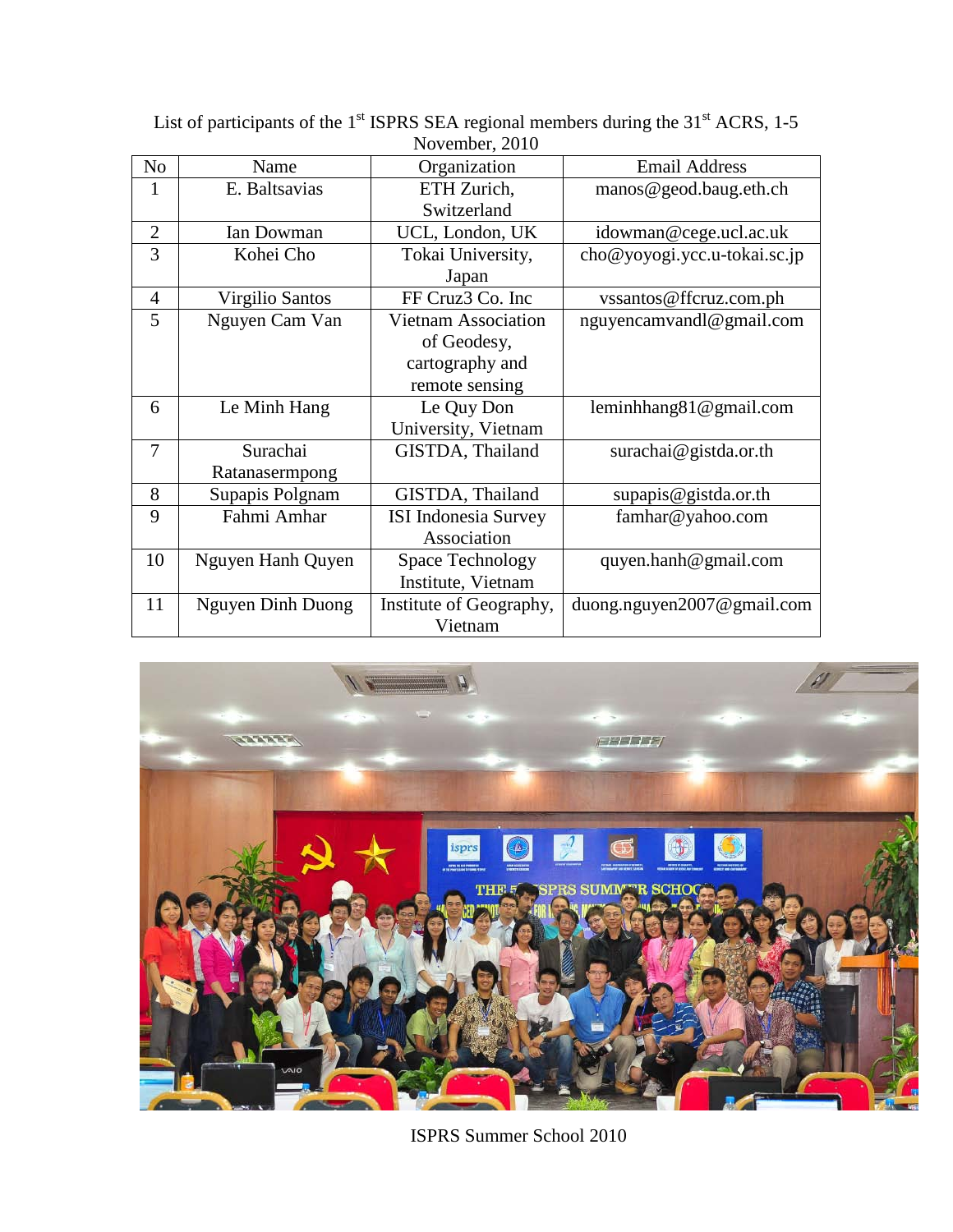List of participants of the 1st ISPRS SEA regional members during the 31st ACRS, 1-5 November, 2010

| No | Name | Organization | Email Address |
| --- | --- | --- | --- |
| 1 | E. Baltsavias | ETH Zurich, Switzerland | manos@geod.baug.eth.ch |
| 2 | Ian Dowman | UCL, London, UK | idowman@cege.ucl.ac.uk |
| 3 | Kohei Cho | Tokai University, Japan | cho@yoyogi.ycc.u-tokai.sc.jp |
| 4 | Virgilio Santos | FF Cruz3 Co. Inc | vssantos@ffcruz.com.ph |
| 5 | Nguyen Cam Van | Vietnam Association of Geodesy, cartography and remote sensing | nguyencamvandl@gmail.com |
| 6 | Le Minh Hang | Le Quy Don University, Vietnam | leminhhang81@gmail.com |
| 7 | Surachai Ratanasermpong | GISTDA, Thailand | surachai@gistda.or.th |
| 8 | Supapis Polgnam | GISTDA, Thailand | supapis@gistda.or.th |
| 9 | Fahmi Amhar | ISI Indonesia Survey Association | famhar@yahoo.com |
| 10 | Nguyen Hanh Quyen | Space Technology Institute, Vietnam | quyen.hanh@gmail.com |
| 11 | Nguyen Dinh Duong | Institute of Geography, Vietnam | duong.nguyen2007@gmail.com |

ISPRS Summer School 2010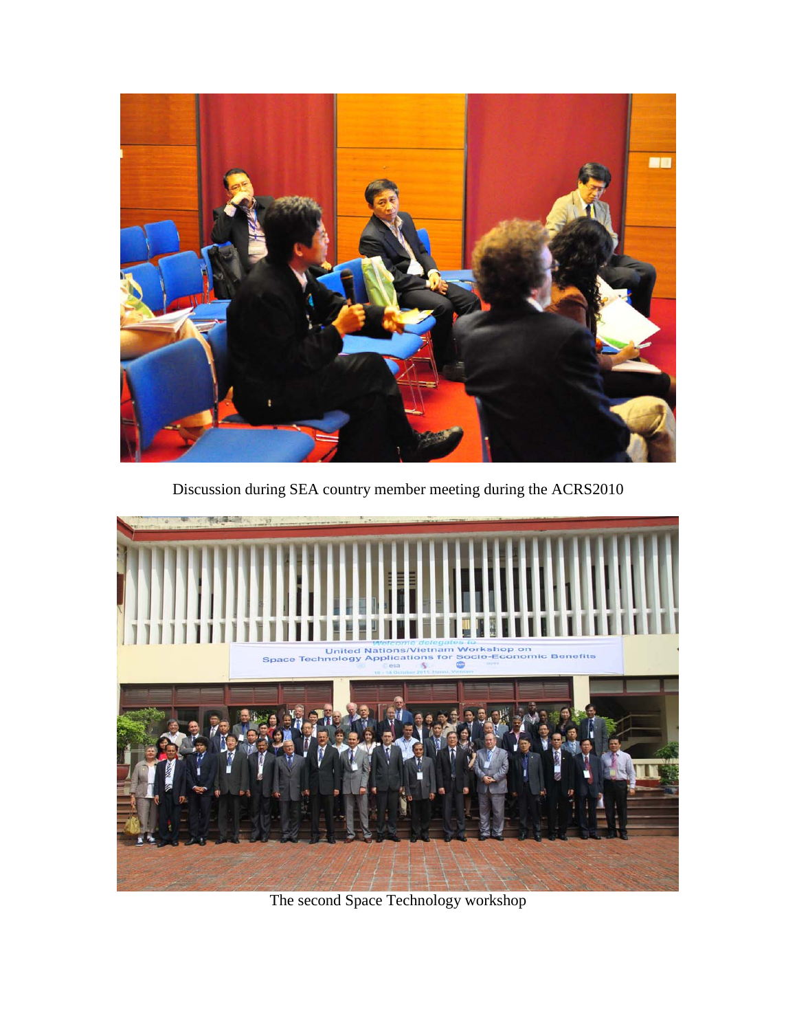Discussion during SEA country member meeting during the ACRS2010

The second Space Technology workshop